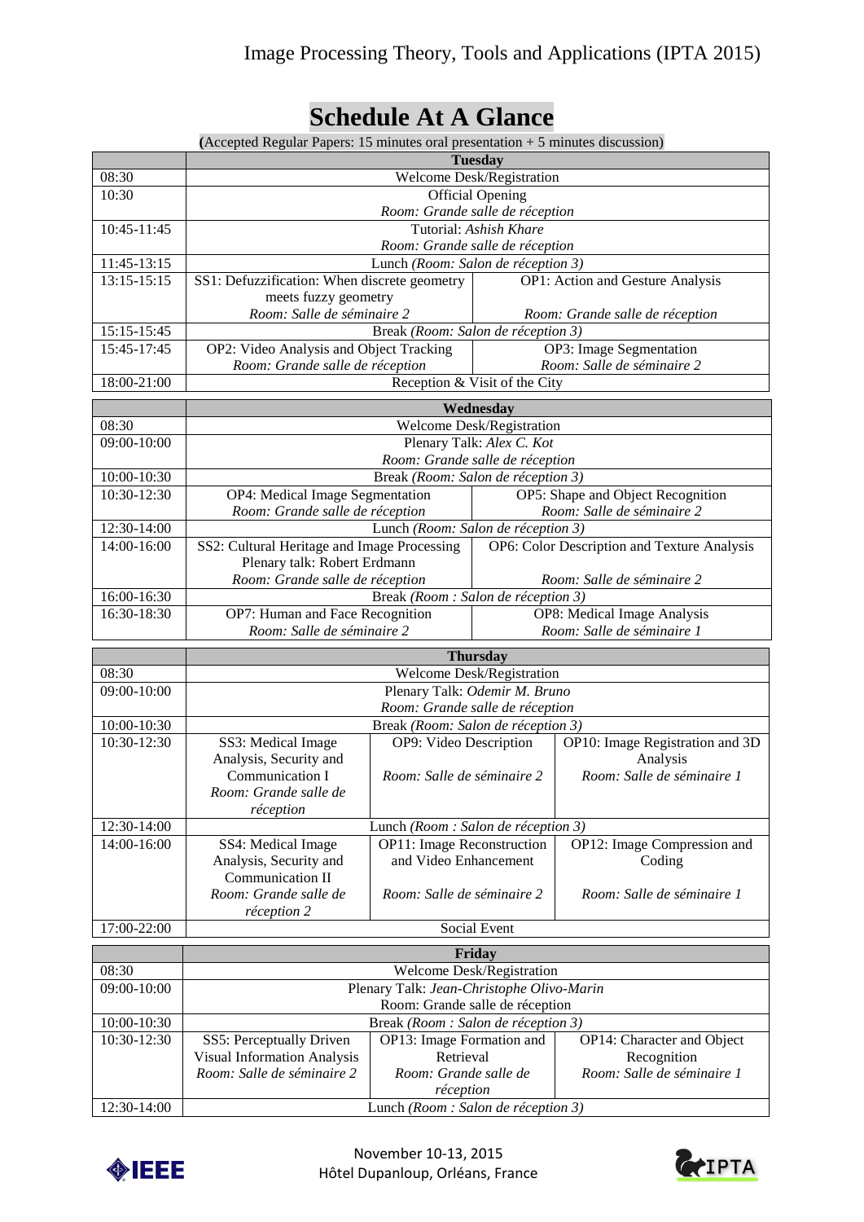# Schedule At A Glance

(Accepted Regular Papers: 15 minutes oral presentation + 5 minutes discussion)

| | **Tuesday** | | |
|---|---|---|---|
| 08:30 | Welcome Desk/Registration | | |
| 10:30 | Official Opening<br>*Room: Grande salle de réception* | | |
| 10:45-11:45 | Tutorial: *Ashish Khare*<br>*Room: Grande salle de réception* | | |
| 11:45-13:15 | Lunch *(Room: Salon de réception 3)* | | |
| 13:15-15:15 | SS1: Defuzzification: When discrete geometry meets fuzzy geometry<br>*Room: Salle de séminaire 2* | OP1: Action and Gesture Analysis<br>*Room: Grande salle de réception* | |
| 15:15-15:45 | Break *(Room: Salon de réception 3)* | | |
| 15:45-17:45 | OP2: Video Analysis and Object Tracking<br>*Room: Grande salle de réception* | OP3: Image Segmentation<br>*Room: Salle de séminaire 2* | |
| 18:00-21:00 | Reception & Visit of the City | | |

| | **Wednesday** | |
|---|---|---|
| 08:30 | Welcome Desk/Registration | |
| 09:00-10:00 | Plenary Talk: *Alex C. Kot*<br>*Room: Grande salle de réception* | |
| 10:00-10:30 | Break *(Room: Salon de réception 3)* | |
| 10:30-12:30 | OP4: Medical Image Segmentation<br>*Room: Grande salle de réception* | OP5: Shape and Object Recognition<br>*Room: Salle de séminaire 2* |
| 12:30-14:00 | Lunch *(Room: Salon de réception 3)* | |
| 14:00-16:00 | SS2: Cultural Heritage and Image Processing<br>Plenary talk: Robert Erdmann<br>*Room: Grande salle de réception* | OP6: Color Description and Texture Analysis<br>*Room: Salle de séminaire 2* |
| 16:00-16:30 | Break *(Room : Salon de réception 3)* | |
| 16:30-18:30 | OP7: Human and Face Recognition<br>*Room: Salle de séminaire 2* | OP8: Medical Image Analysis<br>*Room: Salle de séminaire 1* |

| | **Thursday** | | |
|---|---|---|---|
| 08:30 | Welcome Desk/Registration | | |
| 09:00-10:00 | Plenary Talk: *Odemir M. Bruno*<br>*Room: Grande salle de réception* | | |
| 10:00-10:30 | Break *(Room: Salon de réception 3)* | | |
| 10:30-12:30 | SS3: Medical Image Analysis, Security and Communication I<br>*Room: Grande salle de réception* | OP9: Video Description<br>*Room: Salle de séminaire 2* | OP10: Image Registration and 3D Analysis<br>*Room: Salle de séminaire 1* |
| 12:30-14:00 | Lunch *(Room : Salon de réception 3)* | | |
| 14:00-16:00 | SS4: Medical Image Analysis, Security and Communication II<br>*Room: Grande salle de réception 2* | OP11: Image Reconstruction and Video Enhancement<br>*Room: Salle de séminaire 2* | OP12: Image Compression and Coding<br>*Room: Salle de séminaire 1* |
| 17:00-22:00 | Social Event | | |

| | **Friday** | | |
|---|---|---|---|
| 08:30 | Welcome Desk/Registration | | |
| 09:00-10:00 | Plenary Talk: *Jean-Christophe Olivo-Marin*<br>Room: Grande salle de réception | | |
| 10:00-10:30 | Break *(Room : Salon de réception 3)* | | |
| 10:30-12:30 | SS5: Perceptually Driven Visual Information Analysis<br>*Room: Salle de séminaire 2* | OP13: Image Formation and Retrieval<br>*Room: Grande salle de réception* | OP14: Character and Object Recognition<br>*Room: Salle de séminaire 1* |
| 12:30-14:00 | Lunch *(Room : Salon de réception 3)* | | |

November 10-13, 2015
Hôtel Dupanloup, Orléans, France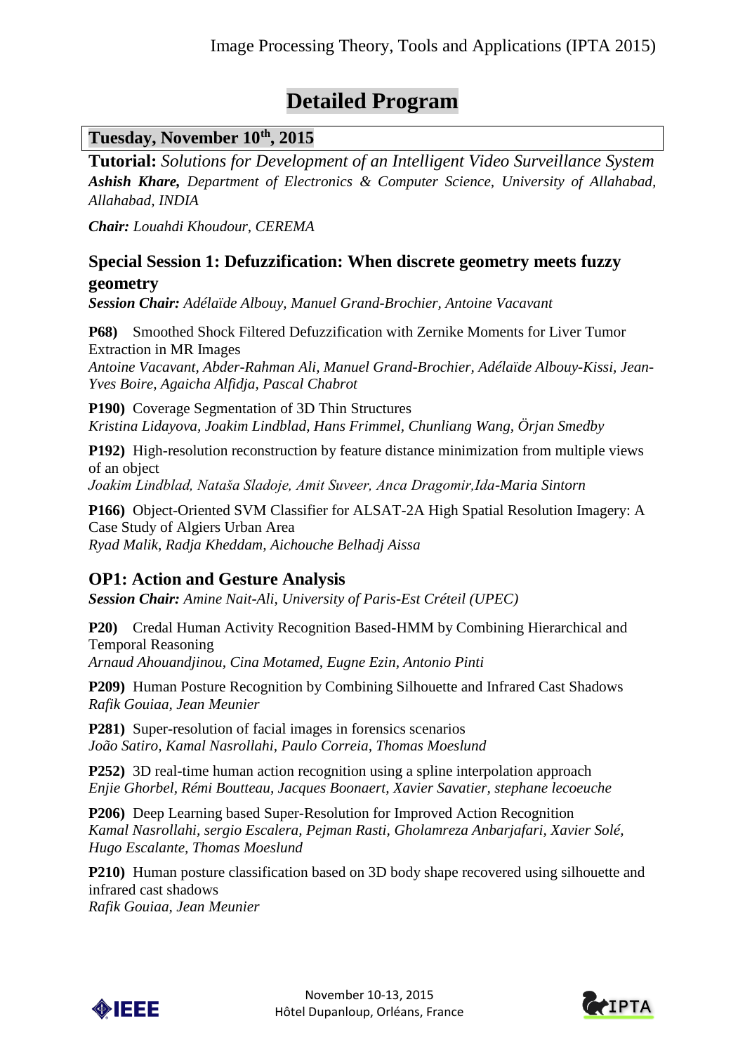# Detailed Program

## Tuesday, November 10th, 2015

**Tutorial:** *Solutions for Development of an Intelligent Video Surveillance System*
***Ashish Khare,*** *Department of Electronics & Computer Science, University of Allahabad, Allahabad, INDIA*

***Chair:*** *Louahdi Khoudour, CEREMA*

### Special Session 1: Defuzzification: When discrete geometry meets fuzzy geometry

***Session Chair:*** *Adélaïde Albouy, Manuel Grand-Brochier, Antoine Vacavant*

**P68)** Smoothed Shock Filtered Defuzzification with Zernike Moments for Liver Tumor Extraction in MR Images
*Antoine Vacavant, Abder-Rahman Ali, Manuel Grand-Brochier, Adélaïde Albouy-Kissi, Jean-Yves Boire, Agaicha Alfidja, Pascal Chabrot*

**P190)** Coverage Segmentation of 3D Thin Structures
*Kristina Lidayova, Joakim Lindblad, Hans Frimmel, Chunliang Wang, Örjan Smedby*

**P192)** High-resolution reconstruction by feature distance minimization from multiple views of an object
*Joakim Lindblad, Nataša Sladoje, Amit Suveer, Anca Dragomir,Ida-Maria Sintorn*

**P166)** Object-Oriented SVM Classifier for ALSAT-2A High Spatial Resolution Imagery: A Case Study of Algiers Urban Area
*Ryad Malik, Radja Kheddam, Aichouche Belhadj Aissa*

### OP1: Action and Gesture Analysis

***Session Chair:*** *Amine Nait-Ali, University of Paris-Est Créteil (UPEC)*

**P20)** Credal Human Activity Recognition Based-HMM by Combining Hierarchical and Temporal Reasoning
*Arnaud Ahouandjinou, Cina Motamed, Eugne Ezin, Antonio Pinti*

**P209)** Human Posture Recognition by Combining Silhouette and Infrared Cast Shadows
*Rafik Gouiaa, Jean Meunier*

**P281)** Super-resolution of facial images in forensics scenarios
*João Satiro, Kamal Nasrollahi, Paulo Correia, Thomas Moeslund*

**P252)** 3D real-time human action recognition using a spline interpolation approach
*Enjie Ghorbel, Rémi Boutteau, Jacques Boonaert, Xavier Savatier, stephane lecoeuche*

**P206)** Deep Learning based Super-Resolution for Improved Action Recognition
*Kamal Nasrollahi, sergio Escalera, Pejman Rasti, Gholamreza Anbarjafari, Xavier Solé, Hugo Escalante, Thomas Moeslund*

**P210)** Human posture classification based on 3D body shape recovered using silhouette and infrared cast shadows
*Rafik Gouiaa, Jean Meunier*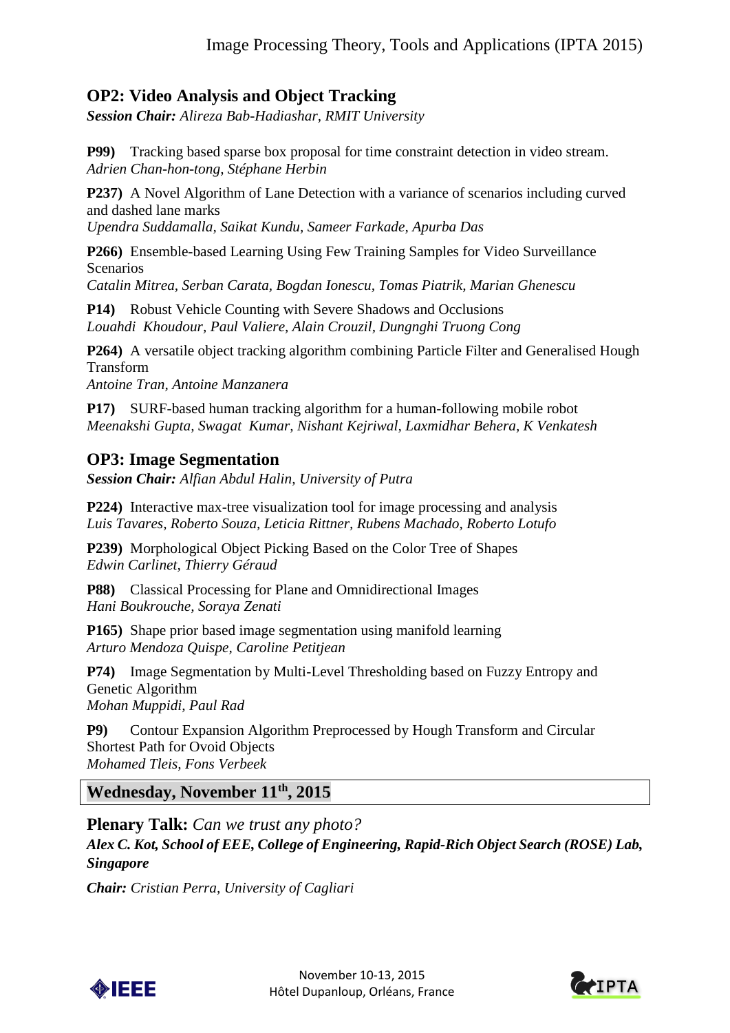## OP2: Video Analysis and Object Tracking

***Session Chair:*** *Alireza Bab-Hadiashar, RMIT University*

**P99)** Tracking based sparse box proposal for time constraint detection in video stream.
*Adrien Chan-hon-tong, Stéphane Herbin*

**P237)** A Novel Algorithm of Lane Detection with a variance of scenarios including curved and dashed lane marks
*Upendra Suddamalla, Saikat Kundu, Sameer Farkade, Apurba Das*

**P266)** Ensemble-based Learning Using Few Training Samples for Video Surveillance Scenarios
*Catalin Mitrea, Serban Carata, Bogdan Ionescu, Tomas Piatrik, Marian Ghenescu*

**P14)** Robust Vehicle Counting with Severe Shadows and Occlusions
*Louahdi Khoudour, Paul Valiere, Alain Crouzil, Dungnghi Truong Cong*

**P264)** A versatile object tracking algorithm combining Particle Filter and Generalised Hough Transform
*Antoine Tran, Antoine Manzanera*

**P17)** SURF-based human tracking algorithm for a human-following mobile robot
*Meenakshi Gupta, Swagat Kumar, Nishant Kejriwal, Laxmidhar Behera, K Venkatesh*

## OP3: Image Segmentation

***Session Chair:*** *Alfian Abdul Halin, University of Putra*

**P224)** Interactive max-tree visualization tool for image processing and analysis
*Luis Tavares, Roberto Souza, Leticia Rittner, Rubens Machado, Roberto Lotufo*

**P239)** Morphological Object Picking Based on the Color Tree of Shapes
*Edwin Carlinet, Thierry Géraud*

**P88)** Classical Processing for Plane and Omnidirectional Images
*Hani Boukrouche, Soraya Zenati*

**P165)** Shape prior based image segmentation using manifold learning
*Arturo Mendoza Quispe, Caroline Petitjean*

**P74)** Image Segmentation by Multi-Level Thresholding based on Fuzzy Entropy and Genetic Algorithm
*Mohan Muppidi, Paul Rad*

**P9)** Contour Expansion Algorithm Preprocessed by Hough Transform and Circular Shortest Path for Ovoid Objects
*Mohamed Tleis, Fons Verbeek*

## Wednesday, November 11th, 2015

**Plenary Talk:** *Can we trust any photo?*
***Alex C. Kot, School of EEE, College of Engineering, Rapid-Rich Object Search (ROSE) Lab, Singapore***

***Chair:*** *Cristian Perra, University of Cagliari*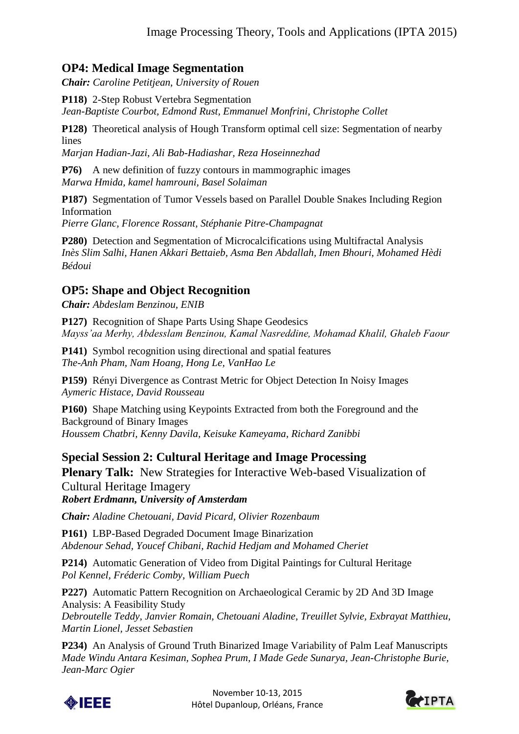## OP4: Medical Image Segmentation

***Chair:*** *Caroline Petitjean, University of Rouen*

**P118)** 2-Step Robust Vertebra Segmentation
*Jean-Baptiste Courbot, Edmond Rust, Emmanuel Monfrini, Christophe Collet*

**P128)** Theoretical analysis of Hough Transform optimal cell size: Segmentation of nearby lines
*Marjan Hadian-Jazi, Ali Bab-Hadiashar, Reza Hoseinnezhad*

**P76)** A new definition of fuzzy contours in mammographic images
*Marwa Hmida, kamel hamrouni, Basel Solaiman*

**P187)** Segmentation of Tumor Vessels based on Parallel Double Snakes Including Region Information
*Pierre Glanc, Florence Rossant, Stéphanie Pitre-Champagnat*

**P280)** Detection and Segmentation of Microcalcifications using Multifractal Analysis
*Inès Slim Salhi, Hanen Akkari Bettaieb, Asma Ben Abdallah, Imen Bhouri, Mohamed Hèdi Bédoui*

## OP5: Shape and Object Recognition

***Chair:*** *Abdeslam Benzinou, ENIB*

**P127)** Recognition of Shape Parts Using Shape Geodesics
*Mayss'aa Merhy, Abdesslam Benzinou, Kamal Nasreddine, Mohamad Khalil, Ghaleb Faour*

**P141)** Symbol recognition using directional and spatial features
*The-Anh Pham, Nam Hoang, Hong Le, VanHao Le*

**P159)** Rényi Divergence as Contrast Metric for Object Detection In Noisy Images
*Aymeric Histace, David Rousseau*

**P160)** Shape Matching using Keypoints Extracted from both the Foreground and the Background of Binary Images
*Houssem Chatbri, Kenny Davila, Keisuke Kameyama, Richard Zanibbi*

## Special Session 2: Cultural Heritage and Image Processing

**Plenary Talk:** New Strategies for Interactive Web-based Visualization of Cultural Heritage Imagery
***Robert Erdmann, University of Amsterdam***

***Chair:*** *Aladine Chetouani, David Picard, Olivier Rozenbaum*

**P161)** LBP-Based Degraded Document Image Binarization
*Abdenour Sehad, Youcef Chibani, Rachid Hedjam and Mohamed Cheriet*

**P214)** Automatic Generation of Video from Digital Paintings for Cultural Heritage
*Pol Kennel, Fréderic Comby, William Puech*

**P227)** Automatic Pattern Recognition on Archaeological Ceramic by 2D And 3D Image Analysis: A Feasibility Study
*Debroutelle Teddy, Janvier Romain, Chetouani Aladine, Treuillet Sylvie, Exbrayat Matthieu, Martin Lionel, Jesset Sebastien*

**P234)** An Analysis of Ground Truth Binarized Image Variability of Palm Leaf Manuscripts
*Made Windu Antara Kesiman, Sophea Prum, I Made Gede Sunarya, Jean-Christophe Burie, Jean-Marc Ogier*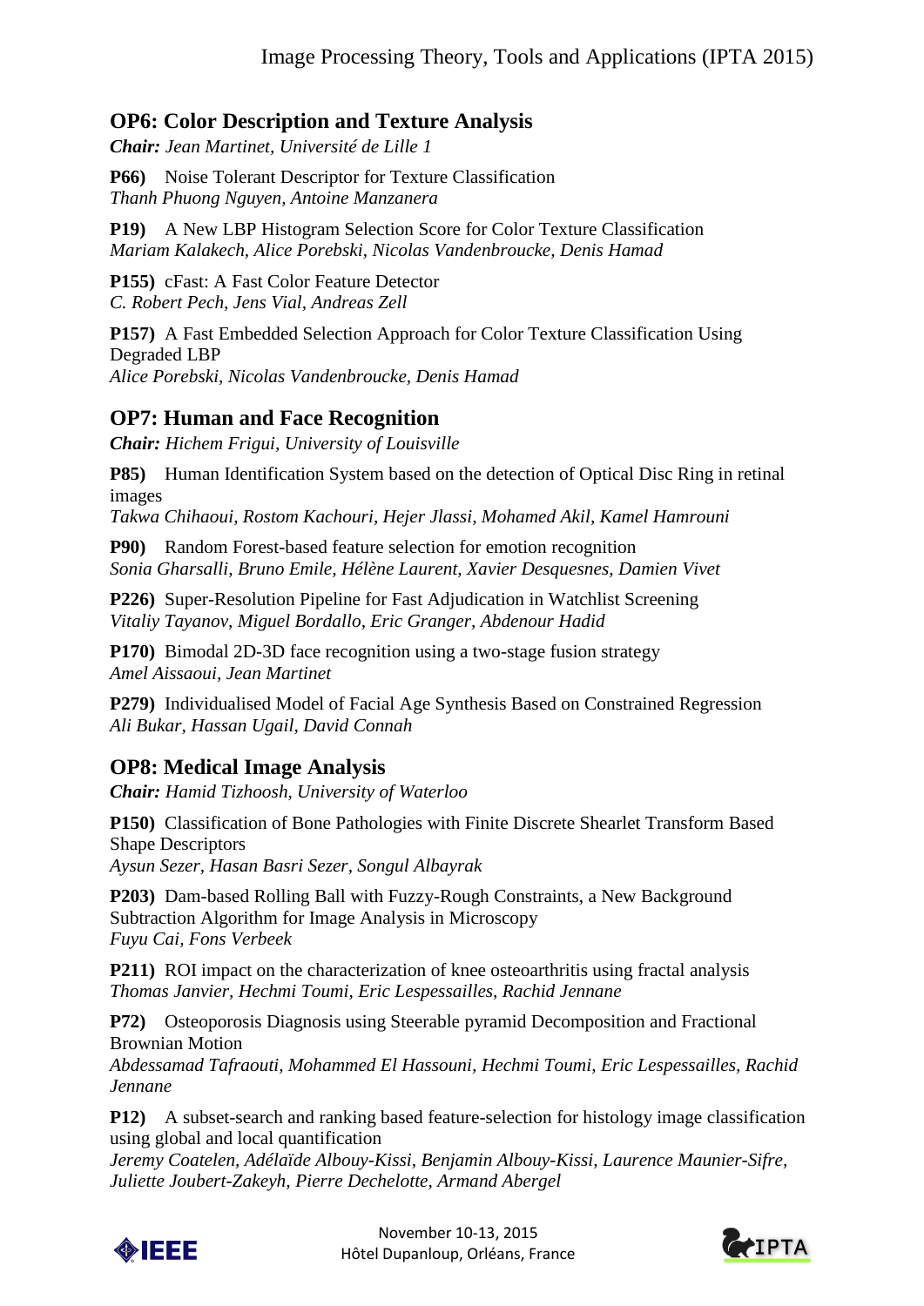## OP6: Color Description and Texture Analysis

***Chair:*** *Jean Martinet, Université de Lille 1*

**P66)** Noise Tolerant Descriptor for Texture Classification
*Thanh Phuong Nguyen, Antoine Manzanera*

**P19)** A New LBP Histogram Selection Score for Color Texture Classification
*Mariam Kalakech, Alice Porebski, Nicolas Vandenbroucke, Denis Hamad*

**P155)** cFast: A Fast Color Feature Detector
*C. Robert Pech, Jens Vial, Andreas Zell*

**P157)** A Fast Embedded Selection Approach for Color Texture Classification Using Degraded LBP
*Alice Porebski, Nicolas Vandenbroucke, Denis Hamad*

## OP7: Human and Face Recognition

***Chair:*** *Hichem Frigui, University of Louisville*

**P85)** Human Identification System based on the detection of Optical Disc Ring in retinal images
*Takwa Chihaoui, Rostom Kachouri, Hejer Jlassi, Mohamed Akil, Kamel Hamrouni*

**P90)** Random Forest-based feature selection for emotion recognition
*Sonia Gharsalli, Bruno Emile, Hélène Laurent, Xavier Desquesnes, Damien Vivet*

**P226)** Super-Resolution Pipeline for Fast Adjudication in Watchlist Screening
*Vitaliy Tayanov, Miguel Bordallo, Eric Granger, Abdenour Hadid*

**P170)** Bimodal 2D-3D face recognition using a two-stage fusion strategy
*Amel Aissaoui, Jean Martinet*

**P279)** Individualised Model of Facial Age Synthesis Based on Constrained Regression
*Ali Bukar, Hassan Ugail, David Connah*

## OP8: Medical Image Analysis

***Chair:*** *Hamid Tizhoosh, University of Waterloo*

**P150)** Classification of Bone Pathologies with Finite Discrete Shearlet Transform Based Shape Descriptors
*Aysun Sezer, Hasan Basri Sezer, Songul Albayrak*

**P203)** Dam-based Rolling Ball with Fuzzy-Rough Constraints, a New Background Subtraction Algorithm for Image Analysis in Microscopy
*Fuyu Cai, Fons Verbeek*

**P211)** ROI impact on the characterization of knee osteoarthritis using fractal analysis
*Thomas Janvier, Hechmi Toumi, Eric Lespessailles, Rachid Jennane*

**P72)** Osteoporosis Diagnosis using Steerable pyramid Decomposition and Fractional Brownian Motion
*Abdessamad Tafraouti, Mohammed El Hassouni, Hechmi Toumi, Eric Lespessailles, Rachid Jennane*

**P12)** A subset-search and ranking based feature-selection for histology image classification using global and local quantification
*Jeremy Coatelen, Adélaïde Albouy-Kissi, Benjamin Albouy-Kissi, Laurence Maunier-Sifre, Juliette Joubert-Zakeyh, Pierre Dechelotte, Armand Abergel*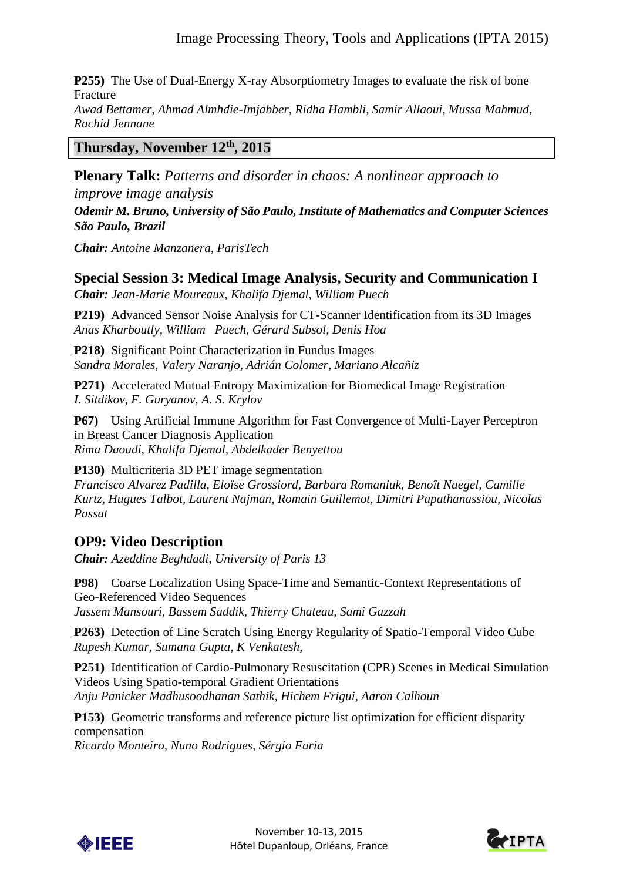**P255)** The Use of Dual-Energy X-ray Absorptiometry Images to evaluate the risk of bone Fracture
*Awad Bettamer, Ahmad Almhdie-Imjabber, Ridha Hambli, Samir Allaoui, Mussa Mahmud, Rachid Jennane*

## Thursday, November 12th, 2015

**Plenary Talk:** *Patterns and disorder in chaos: A nonlinear approach to improve image analysis*
***Odemir M. Bruno, University of São Paulo, Institute of Mathematics and Computer Sciences São Paulo, Brazil***

***Chair:*** *Antoine Manzanera, ParisTech*

### Special Session 3: Medical Image Analysis, Security and Communication I

***Chair:*** *Jean-Marie Moureaux, Khalifa Djemal, William Puech*

**P219)** Advanced Sensor Noise Analysis for CT-Scanner Identification from its 3D Images
*Anas Kharboutly, William Puech, Gérard Subsol, Denis Hoa*

**P218)** Significant Point Characterization in Fundus Images
*Sandra Morales, Valery Naranjo, Adrián Colomer, Mariano Alcañiz*

**P271)** Accelerated Mutual Entropy Maximization for Biomedical Image Registration
*I. Sitdikov, F. Guryanov, A. S. Krylov*

**P67)** Using Artificial Immune Algorithm for Fast Convergence of Multi-Layer Perceptron in Breast Cancer Diagnosis Application
*Rima Daoudi, Khalifa Djemal, Abdelkader Benyettou*

**P130)** Multicriteria 3D PET image segmentation
*Francisco Alvarez Padilla, Eloïse Grossiord, Barbara Romaniuk, Benoît Naegel, Camille Kurtz, Hugues Talbot, Laurent Najman, Romain Guillemot, Dimitri Papathanassiou, Nicolas Passat*

### OP9: Video Description

***Chair:*** *Azeddine Beghdadi, University of Paris 13*

**P98)** Coarse Localization Using Space-Time and Semantic-Context Representations of Geo-Referenced Video Sequences
*Jassem Mansouri, Bassem Saddik, Thierry Chateau, Sami Gazzah*

**P263)** Detection of Line Scratch Using Energy Regularity of Spatio-Temporal Video Cube
*Rupesh Kumar, Sumana Gupta, K Venkatesh,*

**P251)** Identification of Cardio-Pulmonary Resuscitation (CPR) Scenes in Medical Simulation Videos Using Spatio-temporal Gradient Orientations
*Anju Panicker Madhusoodhanan Sathik, Hichem Frigui, Aaron Calhoun*

**P153)** Geometric transforms and reference picture list optimization for efficient disparity compensation
*Ricardo Monteiro, Nuno Rodrigues, Sérgio Faria*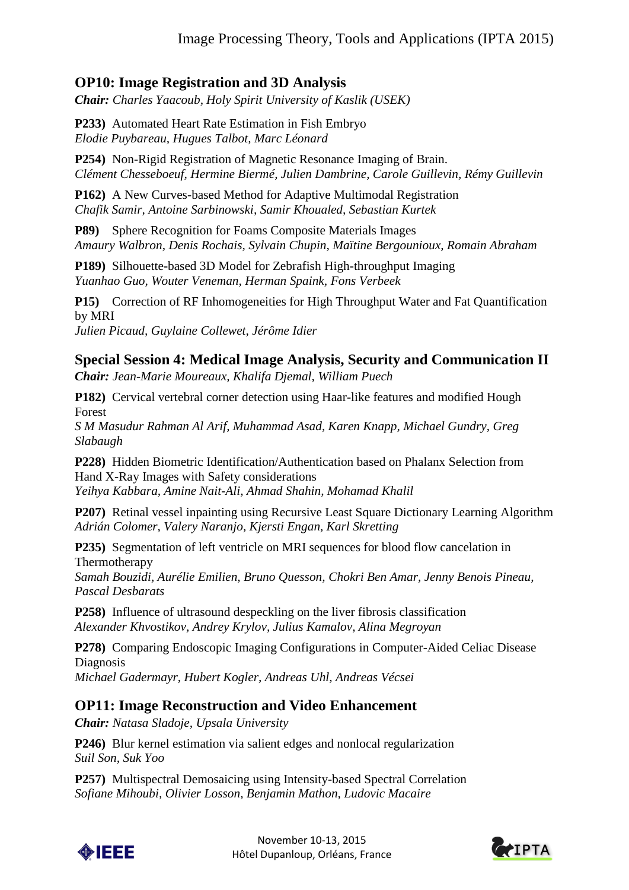## OP10: Image Registration and 3D Analysis

***Chair:*** *Charles Yaacoub, Holy Spirit University of Kaslik (USEK)*

**P233)** Automated Heart Rate Estimation in Fish Embryo
*Elodie Puybareau, Hugues Talbot, Marc Léonard*

**P254)** Non-Rigid Registration of Magnetic Resonance Imaging of Brain.
*Clément Chesseboeuf, Hermine Biermé, Julien Dambrine, Carole Guillevin, Rémy Guillevin*

**P162)** A New Curves-based Method for Adaptive Multimodal Registration
*Chafik Samir, Antoine Sarbinowski, Samir Khoualed, Sebastian Kurtek*

**P89)** Sphere Recognition for Foams Composite Materials Images
*Amaury Walbron, Denis Rochais, Sylvain Chupin, Maïtine Bergounioux, Romain Abraham*

**P189)** Silhouette-based 3D Model for Zebrafish High-throughput Imaging
*Yuanhao Guo, Wouter Veneman, Herman Spaink, Fons Verbeek*

**P15)** Correction of RF Inhomogeneities for High Throughput Water and Fat Quantification by MRI
*Julien Picaud, Guylaine Collewet, Jérôme Idier*

## Special Session 4: Medical Image Analysis, Security and Communication II

***Chair:*** *Jean-Marie Moureaux, Khalifa Djemal, William Puech*

**P182)** Cervical vertebral corner detection using Haar-like features and modified Hough Forest
*S M Masudur Rahman Al Arif, Muhammad Asad, Karen Knapp, Michael Gundry, Greg Slabaugh*

**P228)** Hidden Biometric Identification/Authentication based on Phalanx Selection from Hand X-Ray Images with Safety considerations
*Yeihya Kabbara, Amine Nait-Ali, Ahmad Shahin, Mohamad Khalil*

**P207)** Retinal vessel inpainting using Recursive Least Square Dictionary Learning Algorithm
*Adrián Colomer, Valery Naranjo, Kjersti Engan, Karl Skretting*

**P235)** Segmentation of left ventricle on MRI sequences for blood flow cancelation in Thermotherapy
*Samah Bouzidi, Aurélie Emilien, Bruno Quesson, Chokri Ben Amar, Jenny Benois Pineau, Pascal Desbarats*

**P258)** Influence of ultrasound despeckling on the liver fibrosis classification
*Alexander Khvostikov, Andrey Krylov, Julius Kamalov, Alina Megroyan*

**P278)** Comparing Endoscopic Imaging Configurations in Computer-Aided Celiac Disease Diagnosis
*Michael Gadermayr, Hubert Kogler, Andreas Uhl, Andreas Vécsei*

## OP11: Image Reconstruction and Video Enhancement

***Chair:*** *Natasa Sladoje, Upsala University*

**P246)** Blur kernel estimation via salient edges and nonlocal regularization
*Suil Son, Suk Yoo*

**P257)** Multispectral Demosaicing using Intensity-based Spectral Correlation
*Sofiane Mihoubi, Olivier Losson, Benjamin Mathon, Ludovic Macaire*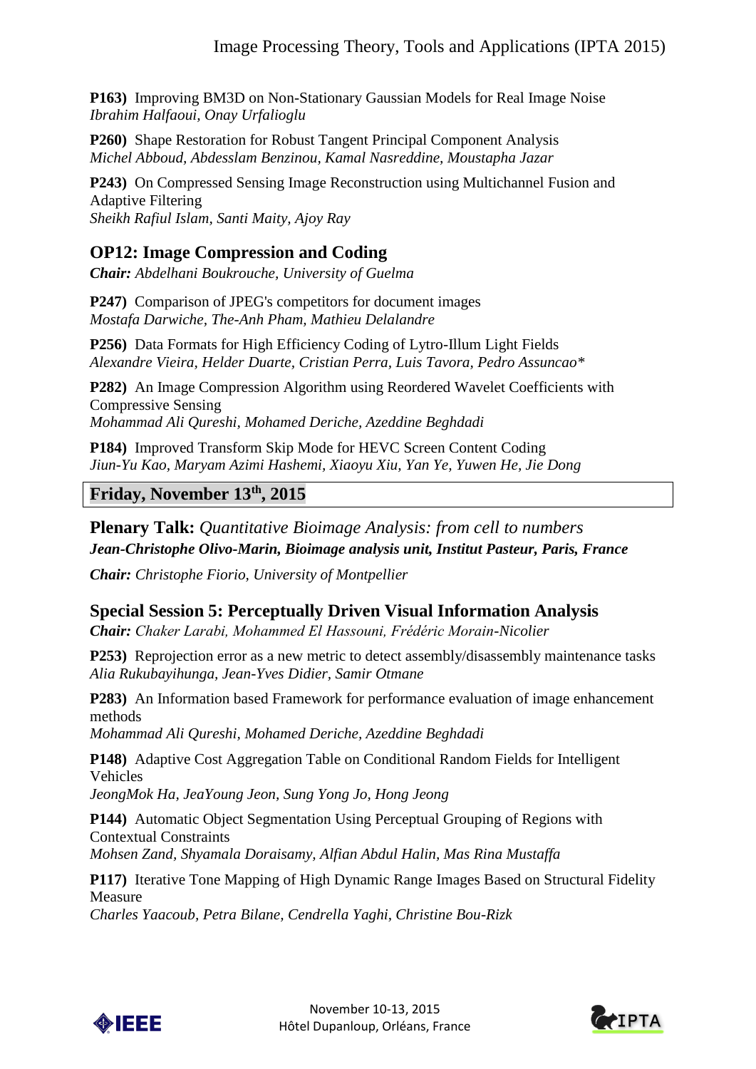**P163)** Improving BM3D on Non-Stationary Gaussian Models for Real Image Noise
*Ibrahim Halfaoui, Onay Urfalioglu*

**P260)** Shape Restoration for Robust Tangent Principal Component Analysis
*Michel Abboud, Abdesslam Benzinou, Kamal Nasreddine, Moustapha Jazar*

**P243)** On Compressed Sensing Image Reconstruction using Multichannel Fusion and Adaptive Filtering
*Sheikh Rafiul Islam, Santi Maity, Ajoy Ray*

## OP12: Image Compression and Coding

***Chair:*** *Abdelhani Boukrouche, University of Guelma*

**P247)** Comparison of JPEG's competitors for document images
*Mostafa Darwiche, The-Anh Pham, Mathieu Delalandre*

**P256)** Data Formats for High Efficiency Coding of Lytro-Illum Light Fields
*Alexandre Vieira, Helder Duarte, Cristian Perra, Luis Tavora, Pedro Assuncao**

**P282)** An Image Compression Algorithm using Reordered Wavelet Coefficients with Compressive Sensing
*Mohammad Ali Qureshi, Mohamed Deriche, Azeddine Beghdadi*

**P184)** Improved Transform Skip Mode for HEVC Screen Content Coding
*Jiun-Yu Kao, Maryam Azimi Hashemi, Xiaoyu Xiu, Yan Ye, Yuwen He, Jie Dong*

# Friday, November 13th, 2015

## Plenary Talk: *Quantitative Bioimage Analysis: from cell to numbers*

***Jean-Christophe Olivo-Marin, Bioimage analysis unit, Institut Pasteur, Paris, France***

***Chair:*** *Christophe Fiorio, University of Montpellier*

## Special Session 5: Perceptually Driven Visual Information Analysis

***Chair:*** *Chaker Larabi, Mohammed El Hassouni, Frédéric Morain-Nicolier*

**P253)** Reprojection error as a new metric to detect assembly/disassembly maintenance tasks
*Alia Rukubayihunga, Jean-Yves Didier, Samir Otmane*

**P283)** An Information based Framework for performance evaluation of image enhancement methods
*Mohammad Ali Qureshi, Mohamed Deriche, Azeddine Beghdadi*

**P148)** Adaptive Cost Aggregation Table on Conditional Random Fields for Intelligent Vehicles
*JeongMok Ha, JeaYoung Jeon, Sung Yong Jo, Hong Jeong*

**P144)** Automatic Object Segmentation Using Perceptual Grouping of Regions with Contextual Constraints
*Mohsen Zand, Shyamala Doraisamy, Alfian Abdul Halin, Mas Rina Mustaffa*

**P117)** Iterative Tone Mapping of High Dynamic Range Images Based on Structural Fidelity Measure
*Charles Yaacoub, Petra Bilane, Cendrella Yaghi, Christine Bou-Rizk*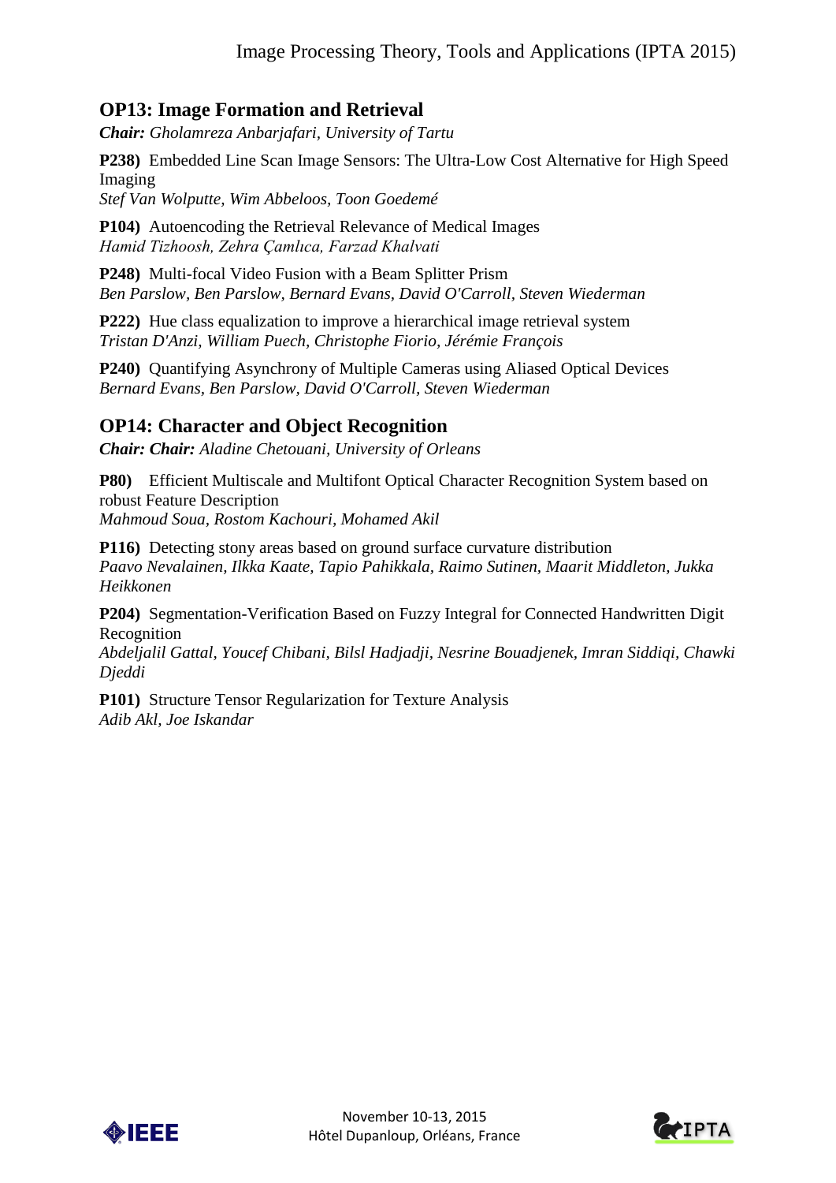## OP13: Image Formation and Retrieval

***Chair:*** *Gholamreza Anbarjafari, University of Tartu*

**P238)** Embedded Line Scan Image Sensors: The Ultra-Low Cost Alternative for High Speed Imaging
*Stef Van Wolputte, Wim Abbeloos, Toon Goedemé*

**P104)** Autoencoding the Retrieval Relevance of Medical Images
*Hamid Tizhoosh, Zehra Çamlıca, Farzad Khalvati*

**P248)** Multi-focal Video Fusion with a Beam Splitter Prism
*Ben Parslow, Ben Parslow, Bernard Evans, David O'Carroll, Steven Wiederman*

**P222)** Hue class equalization to improve a hierarchical image retrieval system
*Tristan D'Anzi, William Puech, Christophe Fiorio, Jérémie François*

**P240)** Quantifying Asynchrony of Multiple Cameras using Aliased Optical Devices
*Bernard Evans, Ben Parslow, David O'Carroll, Steven Wiederman*

## OP14: Character and Object Recognition

***Chair: Chair:*** *Aladine Chetouani, University of Orleans*

**P80)** Efficient Multiscale and Multifont Optical Character Recognition System based on robust Feature Description
*Mahmoud Soua, Rostom Kachouri, Mohamed Akil*

**P116)** Detecting stony areas based on ground surface curvature distribution
*Paavo Nevalainen, Ilkka Kaate, Tapio Pahikkala, Raimo Sutinen, Maarit Middleton, Jukka Heikkonen*

**P204)** Segmentation-Verification Based on Fuzzy Integral for Connected Handwritten Digit Recognition
*Abdeljalil Gattal, Youcef Chibani, Bilsl Hadjadji, Nesrine Bouadjenek, Imran Siddiqi, Chawki Djeddi*

**P101)** Structure Tensor Regularization for Texture Analysis
*Adib Akl, Joe Iskandar*